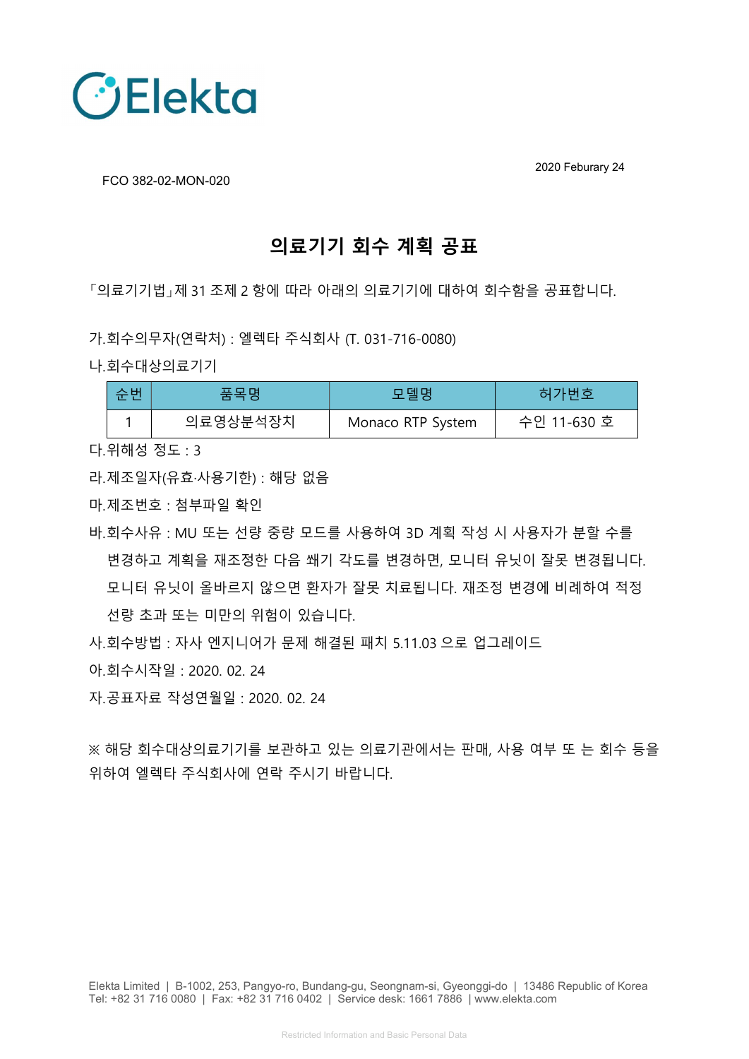Elekta

FCO 382-02-MON-020

2020 Feburary 24

# 의료기기 회수 계획 공표

「의료기기법」제 31 조제 2 항에 따라 아래의 의료기기에 대하여 회수함을 공표합니다.

가.회수의무자(연락처) : 엘렉타 주식회사 (T. 031-716-0080)

나.회수대상의료기기

| 순번 | 품목명 | 모델명 | 허가번호 |
|---|---|---|---|
| 1 | 의료영상분석장치 | Monaco RTP System | 수인 11-630 호 |

다.위해성 정도 : 3

라.제조일자(유효·사용기한) : 해당 없음

마.제조번호 : 첨부파일 확인

바.회수사유 : MU 또는 선량 중량 모드를 사용하여 3D 계획 작성 시 사용자가 분할 수를 변경하고 계획을 재조정한 다음 쐐기 각도를 변경하면, 모니터 유닛이 잘못 변경됩니다. 모니터 유닛이 올바르지 않으면 환자가 잘못 치료됩니다. 재조정 변경에 비례하여 적정 선량 초과 또는 미만의 위험이 있습니다.

사.회수방법 : 자사 엔지니어가 문제 해결된 패치 5.11.03 으로 업그레이드

아.회수시작일 : 2020. 02. 24

자.공표자료 작성연월일 : 2020. 02. 24

※ 해당 회수대상의료기기를 보관하고 있는 의료기관에서는 판매, 사용 여부 또 는 회수 등을 위하여 엘렉타 주식회사에 연락 주시기 바랍니다.

Elekta Limited | B-1002, 253, Pangyo-ro, Bundang-gu, Seongnam-si, Gyeonggi-do | 13486 Republic of Korea
Tel: +82 31 716 0080 | Fax: +82 31 716 0402 | Service desk: 1661 7886 | www.elekta.com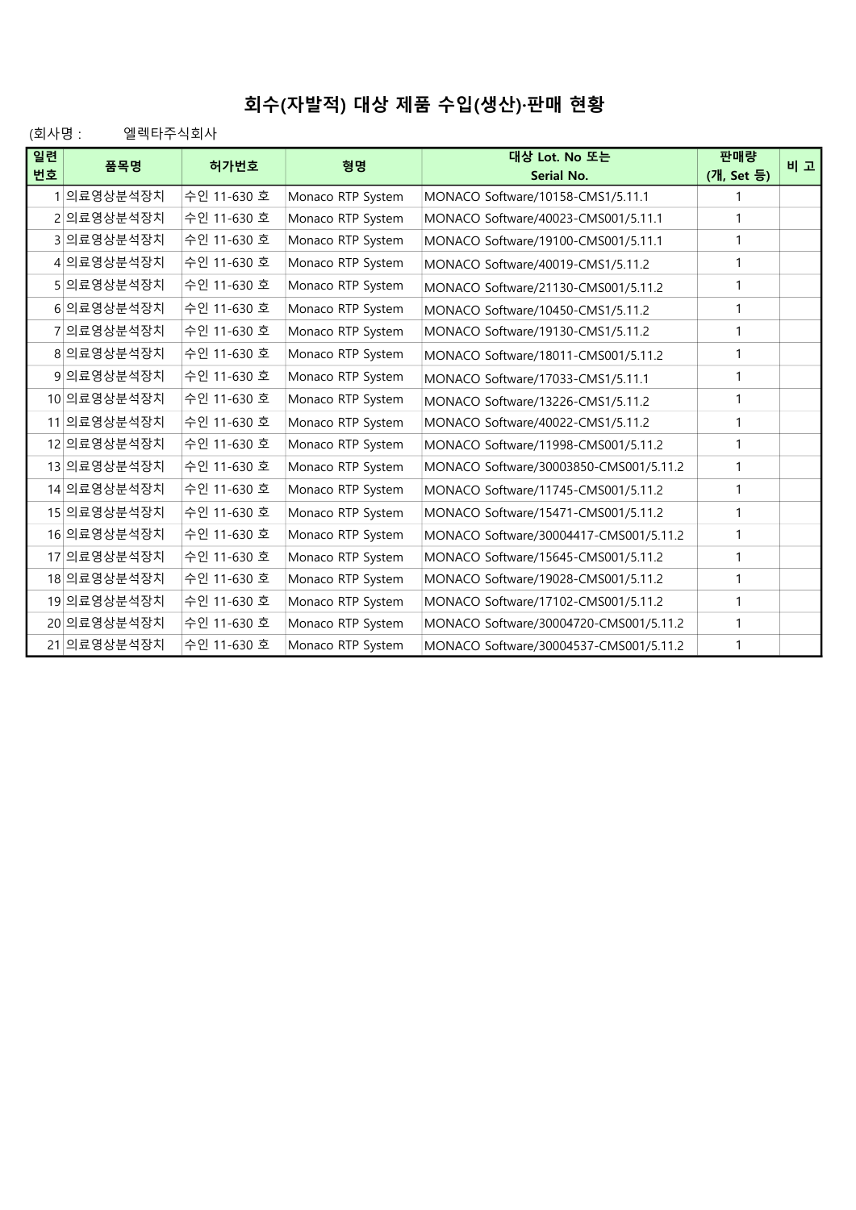# 회수(자발적) 대상 제품 수입(생산)·판매 현황

(회사명 : 엘렉타주식회사

| 일련번호 | 품목명 | 허가번호 | 형명 | 대상 Lot. No 또는 Serial No. | 판매량 (개, Set 등) | 비 고 |
|---|---|---|---|---|---|---|
| 1 | 의료영상분석장치 | 수인 11-630 호 | Monaco RTP System | MONACO Software/10158-CMS1/5.11.1 | 1 | |
| 2 | 의료영상분석장치 | 수인 11-630 호 | Monaco RTP System | MONACO Software/40023-CMS001/5.11.1 | 1 | |
| 3 | 의료영상분석장치 | 수인 11-630 호 | Monaco RTP System | MONACO Software/19100-CMS001/5.11.1 | 1 | |
| 4 | 의료영상분석장치 | 수인 11-630 호 | Monaco RTP System | MONACO Software/40019-CMS1/5.11.2 | 1 | |
| 5 | 의료영상분석장치 | 수인 11-630 호 | Monaco RTP System | MONACO Software/21130-CMS001/5.11.2 | 1 | |
| 6 | 의료영상분석장치 | 수인 11-630 호 | Monaco RTP System | MONACO Software/10450-CMS1/5.11.2 | 1 | |
| 7 | 의료영상분석장치 | 수인 11-630 호 | Monaco RTP System | MONACO Software/19130-CMS1/5.11.2 | 1 | |
| 8 | 의료영상분석장치 | 수인 11-630 호 | Monaco RTP System | MONACO Software/18011-CMS001/5.11.2 | 1 | |
| 9 | 의료영상분석장치 | 수인 11-630 호 | Monaco RTP System | MONACO Software/17033-CMS1/5.11.1 | 1 | |
| 10 | 의료영상분석장치 | 수인 11-630 호 | Monaco RTP System | MONACO Software/13226-CMS1/5.11.2 | 1 | |
| 11 | 의료영상분석장치 | 수인 11-630 호 | Monaco RTP System | MONACO Software/40022-CMS1/5.11.2 | 1 | |
| 12 | 의료영상분석장치 | 수인 11-630 호 | Monaco RTP System | MONACO Software/11998-CMS001/5.11.2 | 1 | |
| 13 | 의료영상분석장치 | 수인 11-630 호 | Monaco RTP System | MONACO Software/30003850-CMS001/5.11.2 | 1 | |
| 14 | 의료영상분석장치 | 수인 11-630 호 | Monaco RTP System | MONACO Software/11745-CMS001/5.11.2 | 1 | |
| 15 | 의료영상분석장치 | 수인 11-630 호 | Monaco RTP System | MONACO Software/15471-CMS001/5.11.2 | 1 | |
| 16 | 의료영상분석장치 | 수인 11-630 호 | Monaco RTP System | MONACO Software/30004417-CMS001/5.11.2 | 1 | |
| 17 | 의료영상분석장치 | 수인 11-630 호 | Monaco RTP System | MONACO Software/15645-CMS001/5.11.2 | 1 | |
| 18 | 의료영상분석장치 | 수인 11-630 호 | Monaco RTP System | MONACO Software/19028-CMS001/5.11.2 | 1 | |
| 19 | 의료영상분석장치 | 수인 11-630 호 | Monaco RTP System | MONACO Software/17102-CMS001/5.11.2 | 1 | |
| 20 | 의료영상분석장치 | 수인 11-630 호 | Monaco RTP System | MONACO Software/30004720-CMS001/5.11.2 | 1 | |
| 21 | 의료영상분석장치 | 수인 11-630 호 | Monaco RTP System | MONACO Software/30004537-CMS001/5.11.2 | 1 | |